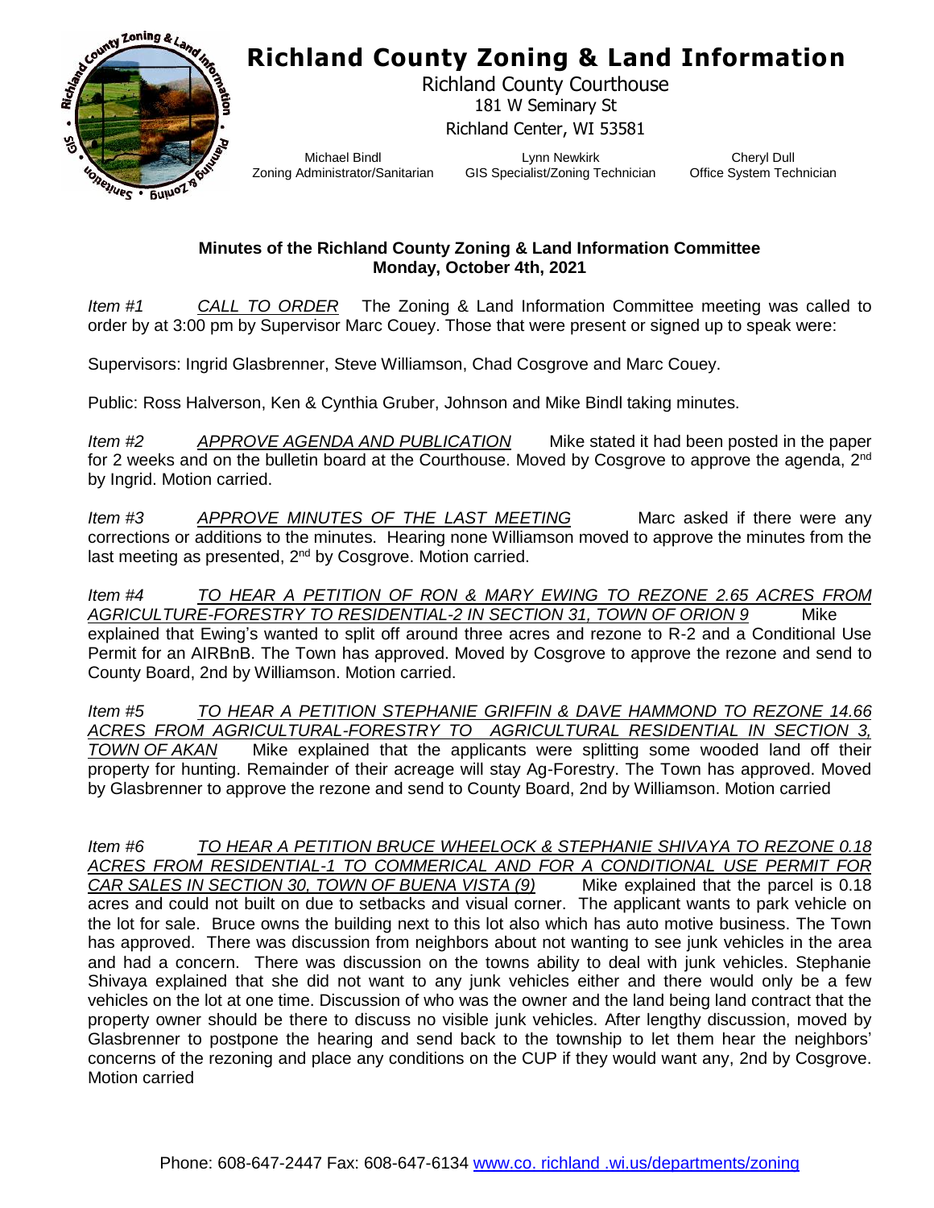# Richland County Zoning & Land Information

Richland County Courthouse
181 W Seminary St
Richland Center, WI 53581

Michael Bindl — Zoning Administrator/Sanitarian
Lynn Newkirk — GIS Specialist/Zoning Technician
Cheryl Dull — Office System Technician

**Minutes of the Richland County Zoning & Land Information Committee**
**Monday, October 4th, 2021**

*Item #1* *CALL TO ORDER* The Zoning & Land Information Committee meeting was called to order by at 3:00 pm by Supervisor Marc Couey. Those that were present or signed up to speak were:

Supervisors: Ingrid Glasbrenner, Steve Williamson, Chad Cosgrove and Marc Couey.

Public: Ross Halverson, Ken & Cynthia Gruber, Johnson and Mike Bindl taking minutes.

*Item #2* *APPROVE AGENDA AND PUBLICATION* Mike stated it had been posted in the paper for 2 weeks and on the bulletin board at the Courthouse. Moved by Cosgrove to approve the agenda, 2nd by Ingrid. Motion carried.

*Item #3* *APPROVE MINUTES OF THE LAST MEETING* Marc asked if there were any corrections or additions to the minutes. Hearing none Williamson moved to approve the minutes from the last meeting as presented, 2nd by Cosgrove. Motion carried.

*Item #4* *TO HEAR A PETITION OF RON & MARY EWING TO REZONE 2.65 ACRES FROM AGRICULTURE-FORESTRY TO RESIDENTIAL-2 IN SECTION 31, TOWN OF ORION 9* Mike explained that Ewing's wanted to split off around three acres and rezone to R-2 and a Conditional Use Permit for an AIRBnB. The Town has approved. Moved by Cosgrove to approve the rezone and send to County Board, 2nd by Williamson. Motion carried.

*Item #5* *TO HEAR A PETITION STEPHANIE GRIFFIN & DAVE HAMMOND TO REZONE 14.66 ACRES FROM AGRICULTURAL-FORESTRY TO AGRICULTURAL RESIDENTIAL IN SECTION 3, TOWN OF AKAN* Mike explained that the applicants were splitting some wooded land off their property for hunting. Remainder of their acreage will stay Ag-Forestry. The Town has approved. Moved by Glasbrenner to approve the rezone and send to County Board, 2nd by Williamson. Motion carried

*Item #6* *TO HEAR A PETITION BRUCE WHEELOCK & STEPHANIE SHIVAYA TO REZONE 0.18 ACRES FROM RESIDENTIAL-1 TO COMMERICAL AND FOR A CONDITIONAL USE PERMIT FOR CAR SALES IN SECTION 30, TOWN OF BUENA VISTA (9)* Mike explained that the parcel is 0.18 acres and could not built on due to setbacks and visual corner. The applicant wants to park vehicle on the lot for sale. Bruce owns the building next to this lot also which has auto motive business. The Town has approved. There was discussion from neighbors about not wanting to see junk vehicles in the area and had a concern. There was discussion on the towns ability to deal with junk vehicles. Stephanie Shivaya explained that she did not want to any junk vehicles either and there would only be a few vehicles on the lot at one time. Discussion of who was the owner and the land being land contract that the property owner should be there to discuss no visible junk vehicles. After lengthy discussion, moved by Glasbrenner to postpone the hearing and send back to the township to let them hear the neighbors' concerns of the rezoning and place any conditions on the CUP if they would want any, 2nd by Cosgrove. Motion carried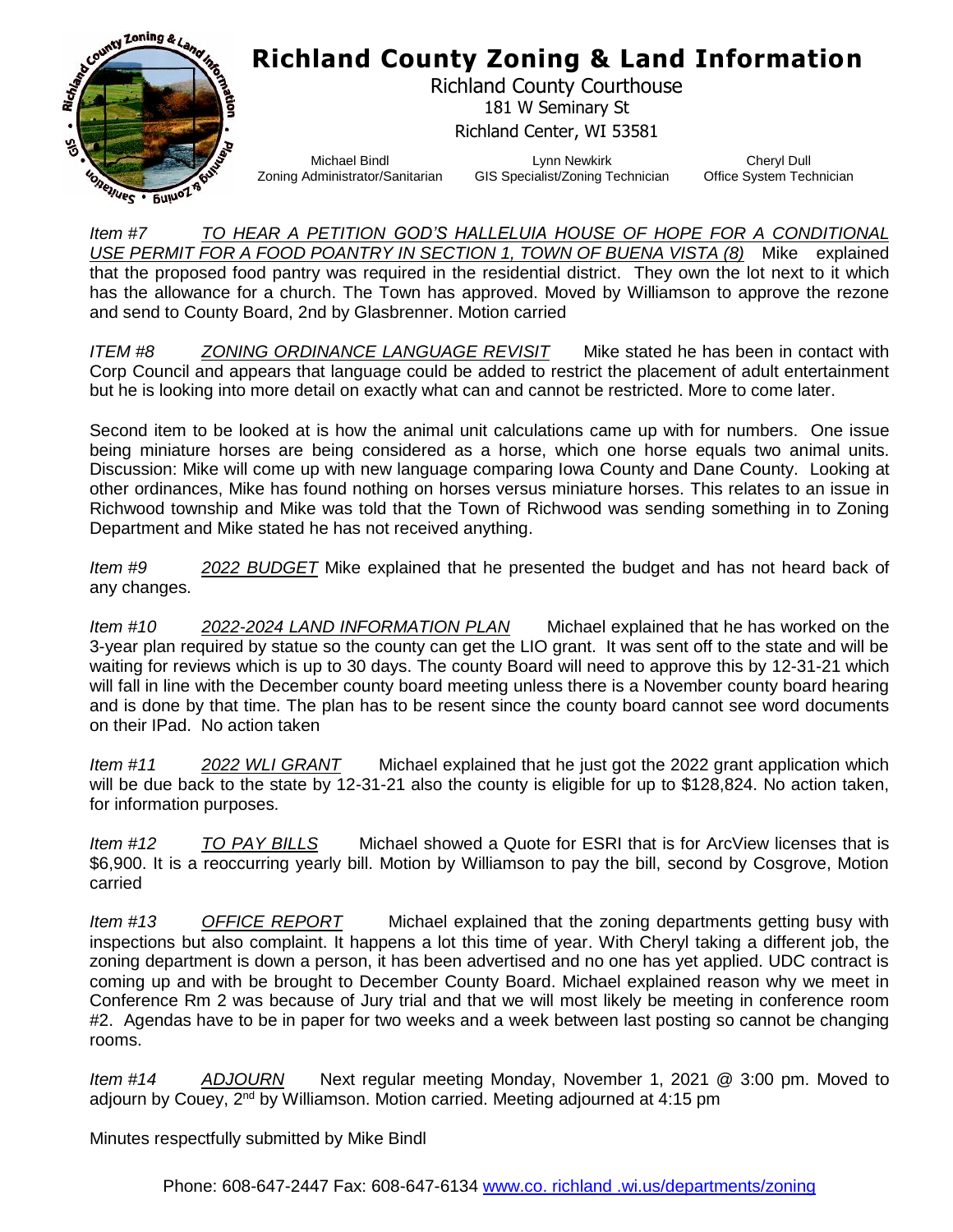# Richland County Zoning & Land Information

Richland County Courthouse
181 W Seminary St
Richland Center, WI 53581

| Michael Bindl | Lynn Newkirk | Cheryl Dull |
|---|---|---|
| Zoning Administrator/Sanitarian | GIS Specialist/Zoning Technician | Office System Technician |

*Item #7* *TO HEAR A PETITION GOD'S HALLELUIA HOUSE OF HOPE FOR A CONDITIONAL USE PERMIT FOR A FOOD POANTRY IN SECTION 1, TOWN OF BUENA VISTA (8)* Mike explained that the proposed food pantry was required in the residential district. They own the lot next to it which has the allowance for a church. The Town has approved. Moved by Williamson to approve the rezone and send to County Board, 2nd by Glasbrenner. Motion carried

*ITEM #8* *ZONING ORDINANCE LANGUAGE REVISIT* Mike stated he has been in contact with Corp Council and appears that language could be added to restrict the placement of adult entertainment but he is looking into more detail on exactly what can and cannot be restricted. More to come later.

Second item to be looked at is how the animal unit calculations came up with for numbers. One issue being miniature horses are being considered as a horse, which one horse equals two animal units. Discussion: Mike will come up with new language comparing Iowa County and Dane County. Looking at other ordinances, Mike has found nothing on horses versus miniature horses. This relates to an issue in Richwood township and Mike was told that the Town of Richwood was sending something in to Zoning Department and Mike stated he has not received anything.

*Item #9* *2022 BUDGET* Mike explained that he presented the budget and has not heard back of any changes.

*Item #10* *2022-2024 LAND INFORMATION PLAN* Michael explained that he has worked on the 3-year plan required by statue so the county can get the LIO grant. It was sent off to the state and will be waiting for reviews which is up to 30 days. The county Board will need to approve this by 12-31-21 which will fall in line with the December county board meeting unless there is a November county board hearing and is done by that time. The plan has to be resent since the county board cannot see word documents on their IPad. No action taken

*Item #11* *2022 WLI GRANT* Michael explained that he just got the 2022 grant application which will be due back to the state by 12-31-21 also the county is eligible for up to $128,824. No action taken, for information purposes.

*Item #12* *TO PAY BILLS* Michael showed a Quote for ESRI that is for ArcView licenses that is $6,900. It is a reoccurring yearly bill. Motion by Williamson to pay the bill, second by Cosgrove, Motion carried

*Item #13* *OFFICE REPORT* Michael explained that the zoning departments getting busy with inspections but also complaint. It happens a lot this time of year. With Cheryl taking a different job, the zoning department is down a person, it has been advertised and no one has yet applied. UDC contract is coming up and with be brought to December County Board. Michael explained reason why we meet in Conference Rm 2 was because of Jury trial and that we will most likely be meeting in conference room #2. Agendas have to be in paper for two weeks and a week between last posting so cannot be changing rooms.

*Item #14* *ADJOURN* Next regular meeting Monday, November 1, 2021 @ 3:00 pm. Moved to adjourn by Couey, 2nd by Williamson. Motion carried. Meeting adjourned at 4:15 pm

Minutes respectfully submitted by Mike Bindl

Phone: 608-647-2447 Fax: 608-647-6134 www.co. richland .wi.us/departments/zoning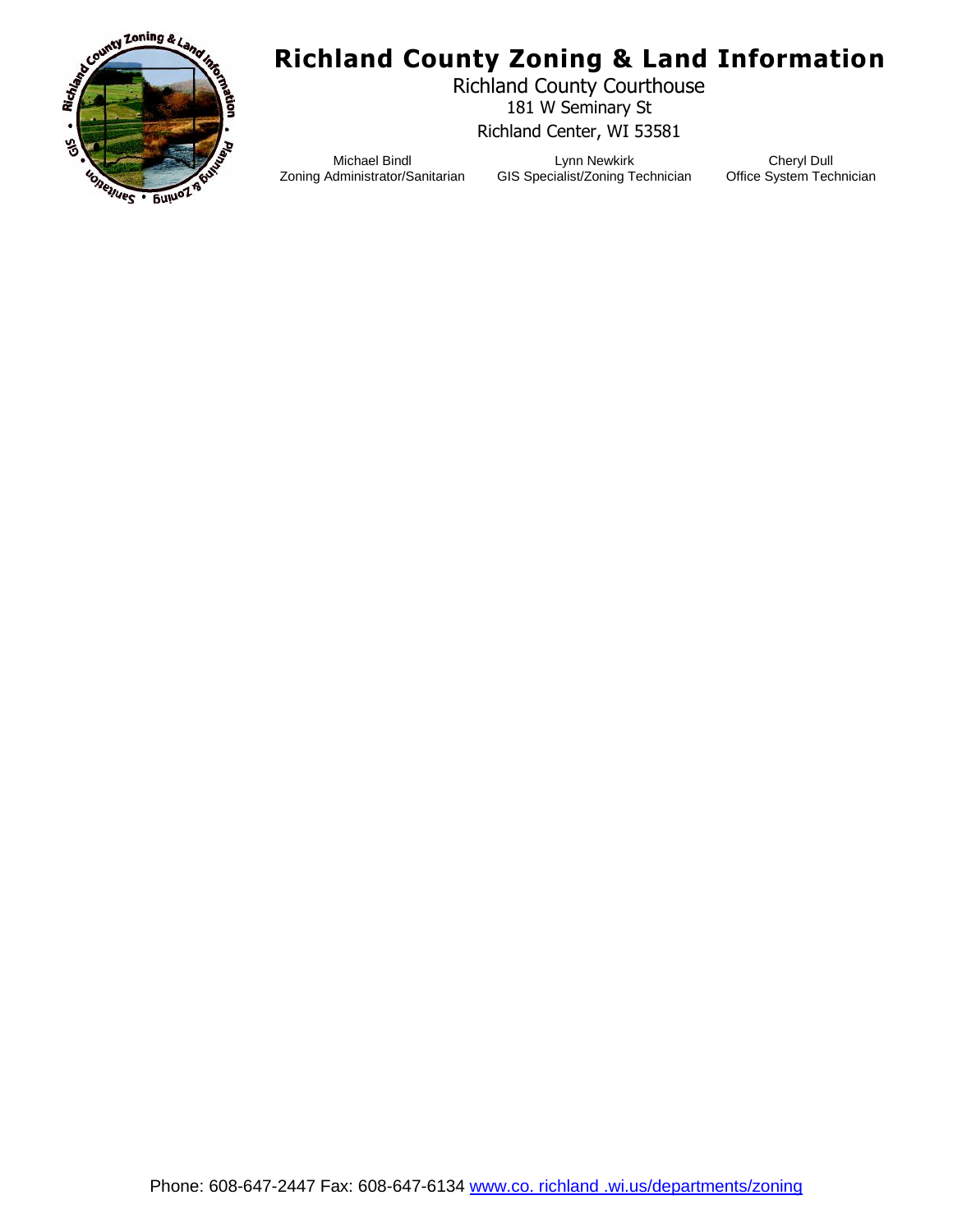# Richland County Zoning & Land Information

Richland County Courthouse
181 W Seminary St
Richland Center, WI 53581

| Michael Bindl | Lynn Newkirk | Cheryl Dull |
|---|---|---|
| Zoning Administrator/Sanitarian | GIS Specialist/Zoning Technician | Office System Technician |

Phone: 608-647-2447 Fax: 608-647-6134 www.co. richland .wi.us/departments/zoning